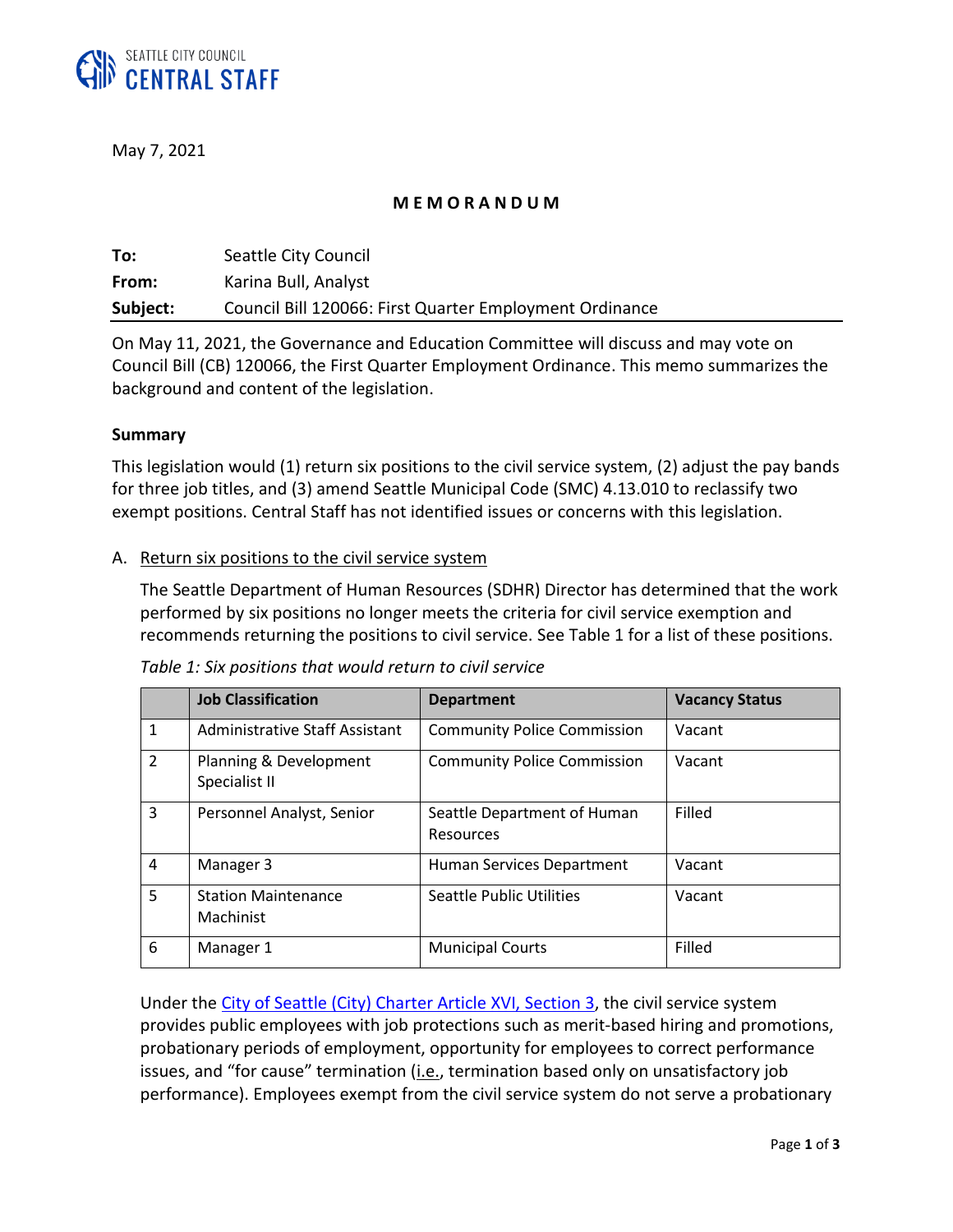SEATTLE CITY COUNCIL
**CENTRAL STAFF**

May 7, 2021

**M E M O R A N D U M**

| | |
|---|---|
| **To:** | Seattle City Council |
| **From:** | Karina Bull, Analyst |
| **Subject:** | Council Bill 120066: First Quarter Employment Ordinance |

On May 11, 2021, the Governance and Education Committee will discuss and may vote on Council Bill (CB) 120066, the First Quarter Employment Ordinance. This memo summarizes the background and content of the legislation.

**Summary**

This legislation would (1) return six positions to the civil service system, (2) adjust the pay bands for three job titles, and (3) amend Seattle Municipal Code (SMC) 4.13.010 to reclassify two exempt positions. Central Staff has not identified issues or concerns with this legislation.

A. Return six positions to the civil service system

The Seattle Department of Human Resources (SDHR) Director has determined that the work performed by six positions no longer meets the criteria for civil service exemption and recommends returning the positions to civil service. See Table 1 for a list of these positions.

*Table 1: Six positions that would return to civil service*

| | Job Classification | Department | Vacancy Status |
|---|---|---|---|
| 1 | Administrative Staff Assistant | Community Police Commission | Vacant |
| 2 | Planning & Development Specialist II | Community Police Commission | Vacant |
| 3 | Personnel Analyst, Senior | Seattle Department of Human Resources | Filled |
| 4 | Manager 3 | Human Services Department | Vacant |
| 5 | Station Maintenance Machinist | Seattle Public Utilities | Vacant |
| 6 | Manager 1 | Municipal Courts | Filled |

Under the City of Seattle (City) Charter Article XVI, Section 3, the civil service system provides public employees with job protections such as merit-based hiring and promotions, probationary periods of employment, opportunity for employees to correct performance issues, and "for cause" termination (i.e., termination based only on unsatisfactory job performance). Employees exempt from the civil service system do not serve a probationary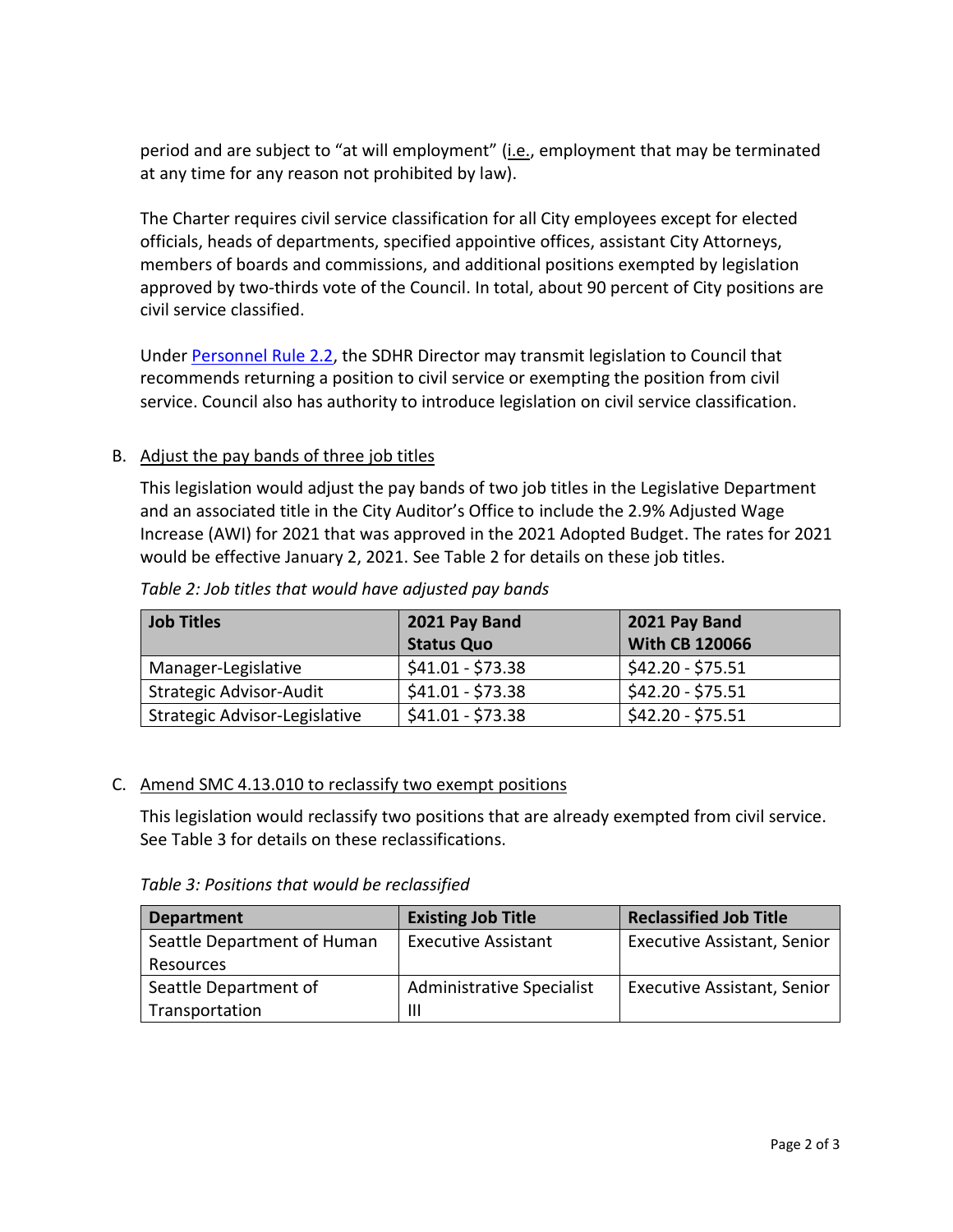period and are subject to "at will employment" (i.e., employment that may be terminated at any time for any reason not prohibited by law).

The Charter requires civil service classification for all City employees except for elected officials, heads of departments, specified appointive offices, assistant City Attorneys, members of boards and commissions, and additional positions exempted by legislation approved by two-thirds vote of the Council. In total, about 90 percent of City positions are civil service classified.

Under Personnel Rule 2.2, the SDHR Director may transmit legislation to Council that recommends returning a position to civil service or exempting the position from civil service. Council also has authority to introduce legislation on civil service classification.

B. Adjust the pay bands of three job titles

This legislation would adjust the pay bands of two job titles in the Legislative Department and an associated title in the City Auditor's Office to include the 2.9% Adjusted Wage Increase (AWI) for 2021 that was approved in the 2021 Adopted Budget. The rates for 2021 would be effective January 2, 2021. See Table 2 for details on these job titles.

*Table 2: Job titles that would have adjusted pay bands*

| Job Titles | 2021 Pay Band Status Quo | 2021 Pay Band With CB 120066 |
|---|---|---|
| Manager-Legislative | $41.01 - $73.38 | $42.20 - $75.51 |
| Strategic Advisor-Audit | $41.01 - $73.38 | $42.20 - $75.51 |
| Strategic Advisor-Legislative | $41.01 - $73.38 | $42.20 - $75.51 |

C. Amend SMC 4.13.010 to reclassify two exempt positions

This legislation would reclassify two positions that are already exempted from civil service. See Table 3 for details on these reclassifications.

*Table 3: Positions that would be reclassified*

| Department | Existing Job Title | Reclassified Job Title |
|---|---|---|
| Seattle Department of Human Resources | Executive Assistant | Executive Assistant, Senior |
| Seattle Department of Transportation | Administrative Specialist III | Executive Assistant, Senior |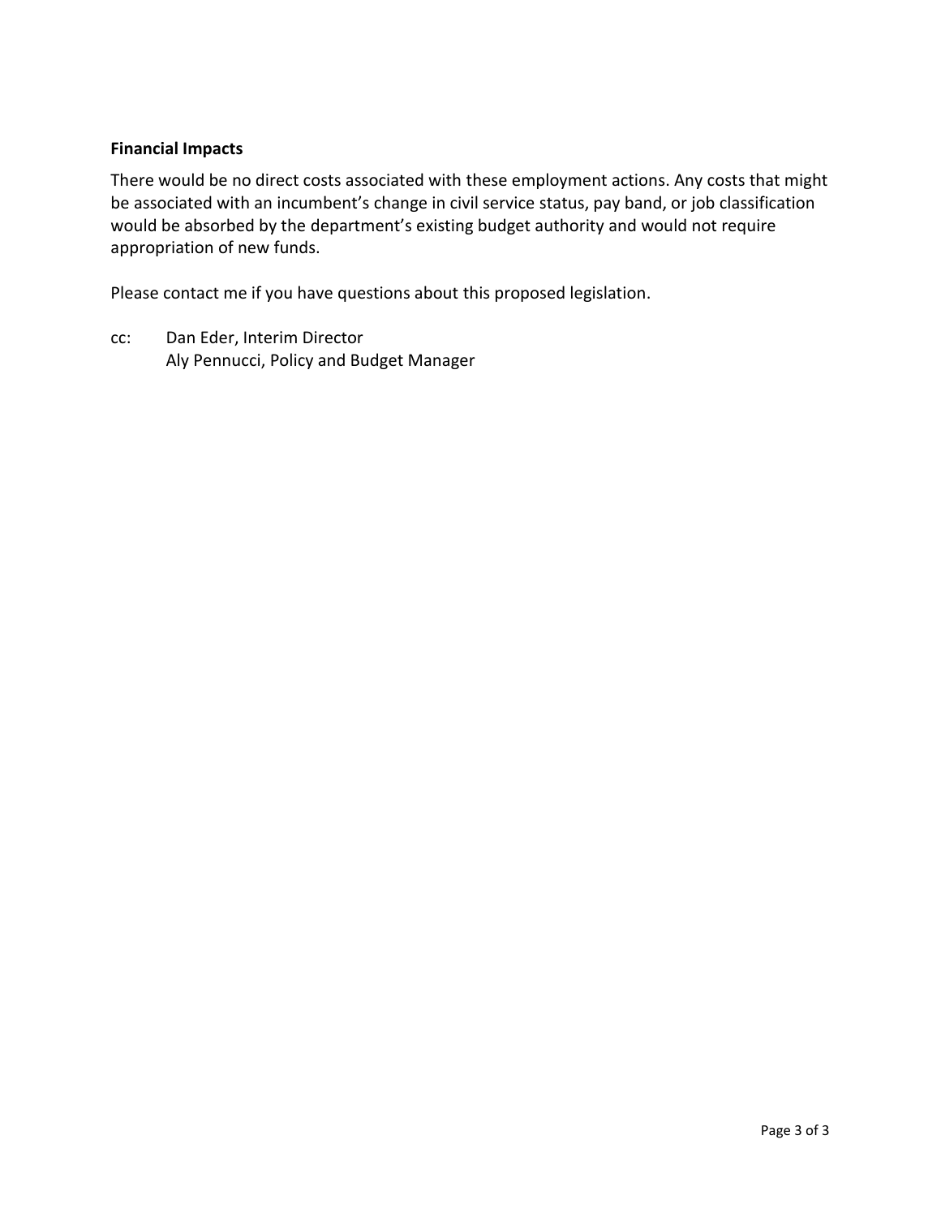**Financial Impacts**

There would be no direct costs associated with these employment actions. Any costs that might be associated with an incumbent's change in civil service status, pay band, or job classification would be absorbed by the department's existing budget authority and would not require appropriation of new funds.

Please contact me if you have questions about this proposed legislation.

cc: Dan Eder, Interim Director
Aly Pennucci, Policy and Budget Manager